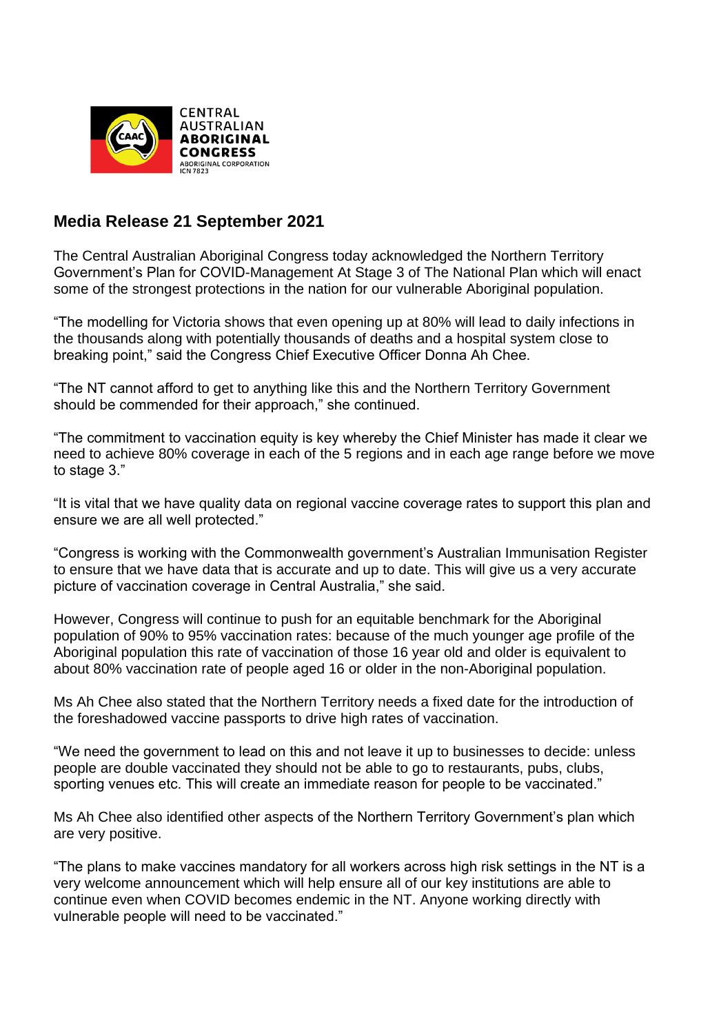CENTRAL AUSTRALIAN **ABORIGINAL CONGRESS**
ABORIGINAL CORPORATION
ICN 7823

## Media Release 21 September 2021

The Central Australian Aboriginal Congress today acknowledged the Northern Territory Government's Plan for COVID-Management At Stage 3 of The National Plan which will enact some of the strongest protections in the nation for our vulnerable Aboriginal population.

"The modelling for Victoria shows that even opening up at 80% will lead to daily infections in the thousands along with potentially thousands of deaths and a hospital system close to breaking point," said the Congress Chief Executive Officer Donna Ah Chee.

"The NT cannot afford to get to anything like this and the Northern Territory Government should be commended for their approach," she continued.

"The commitment to vaccination equity is key whereby the Chief Minister has made it clear we need to achieve 80% coverage in each of the 5 regions and in each age range before we move to stage 3."

"It is vital that we have quality data on regional vaccine coverage rates to support this plan and ensure we are all well protected."

"Congress is working with the Commonwealth government's Australian Immunisation Register to ensure that we have data that is accurate and up to date. This will give us a very accurate picture of vaccination coverage in Central Australia," she said.

However, Congress will continue to push for an equitable benchmark for the Aboriginal population of 90% to 95% vaccination rates: because of the much younger age profile of the Aboriginal population this rate of vaccination of those 16 year old and older is equivalent to about 80% vaccination rate of people aged 16 or older in the non-Aboriginal population.

Ms Ah Chee also stated that the Northern Territory needs a fixed date for the introduction of the foreshadowed vaccine passports to drive high rates of vaccination.

"We need the government to lead on this and not leave it up to businesses to decide: unless people are double vaccinated they should not be able to go to restaurants, pubs, clubs, sporting venues etc. This will create an immediate reason for people to be vaccinated."

Ms Ah Chee also identified other aspects of the Northern Territory Government's plan which are very positive.

"The plans to make vaccines mandatory for all workers across high risk settings in the NT is a very welcome announcement which will help ensure all of our key institutions are able to continue even when COVID becomes endemic in the NT. Anyone working directly with vulnerable people will need to be vaccinated."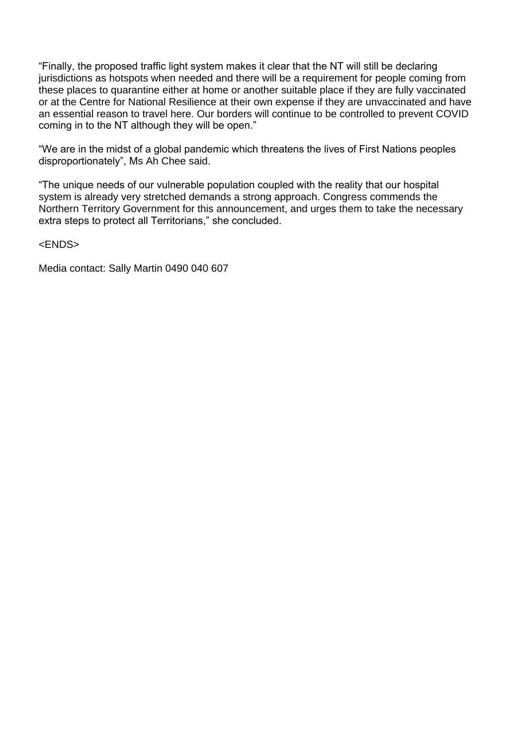"Finally, the proposed traffic light system makes it clear that the NT will still be declaring jurisdictions as hotspots when needed and there will be a requirement for people coming from these places to quarantine either at home or another suitable place if they are fully vaccinated or at the Centre for National Resilience at their own expense if they are unvaccinated and have an essential reason to travel here. Our borders will continue to be controlled to prevent COVID coming in to the NT although they will be open."

"We are in the midst of a global pandemic which threatens the lives of First Nations peoples disproportionately", Ms Ah Chee said.

"The unique needs of our vulnerable population coupled with the reality that our hospital system is already very stretched demands a strong approach. Congress commends the Northern Territory Government for this announcement, and urges them to take the necessary extra steps to protect all Territorians," she concluded.

<ENDS>

Media contact: Sally Martin 0490 040 607